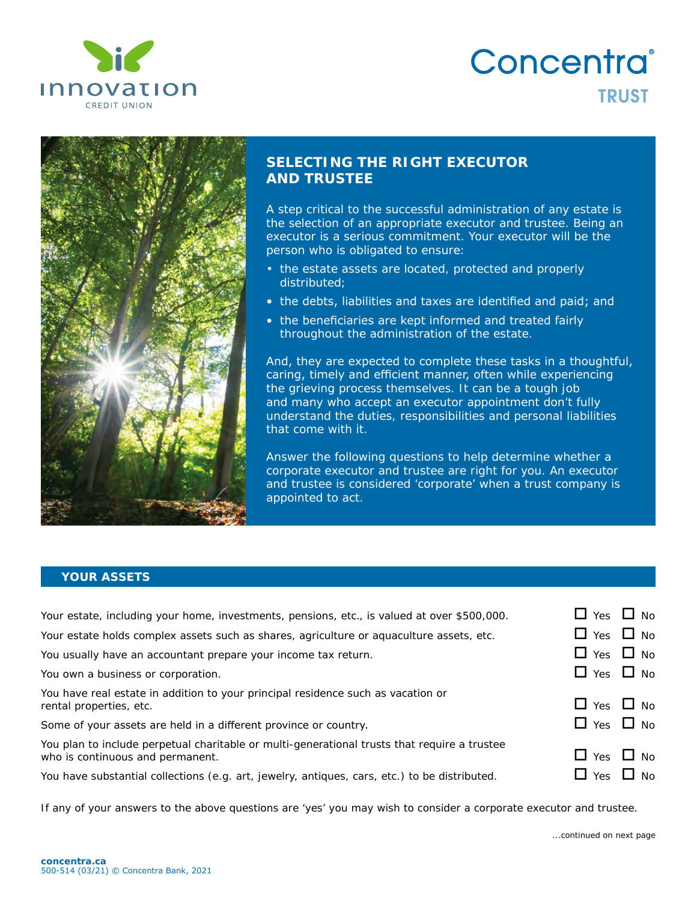# SELECTING THE RIGHT EXECUTOR AND TRUSTEE

A step critical to the successful administration of any estate is the selection of an appropriate executor and trustee. Being an executor is a serious commitment. Your executor will be the person who is obligated to ensure:

- the estate assets are located, protected and properly distributed;
- the debts, liabilities and taxes are identified and paid; and
- the beneficiaries are kept informed and treated fairly throughout the administration of the estate.

And, they are expected to complete these tasks in a thoughtful, caring, timely and efficient manner, often while experiencing the grieving process themselves. It can be a tough job and many who accept an executor appointment don't fully understand the duties, responsibilities and personal liabilities that come with it.

Answer the following questions to help determine whether a corporate executor and trustee are right for you. An executor and trustee is considered 'corporate' when a trust company is appointed to act.

## YOUR ASSETS

| | | |
|---|---|---|
| Your estate, including your home, investments, pensions, etc., is valued at over $500,000. | ☐ Yes | ☐ No |
| Your estate holds complex assets such as shares, agriculture or aquaculture assets, etc. | ☐ Yes | ☐ No |
| You usually have an accountant prepare your income tax return. | ☐ Yes | ☐ No |
| You own a business or corporation. | ☐ Yes | ☐ No |
| You have real estate in addition to your principal residence such as vacation or rental properties, etc. | ☐ Yes | ☐ No |
| Some of your assets are held in a different province or country. | ☐ Yes | ☐ No |
| You plan to include perpetual charitable or multi-generational trusts that require a trustee who is continuous and permanent. | ☐ Yes | ☐ No |
| You have substantial collections (e.g. art, jewelry, antiques, cars, etc.) to be distributed. | ☐ Yes | ☐ No |

If any of your answers to the above questions are 'yes' you may wish to consider a corporate executor and trustee.

...continued on next page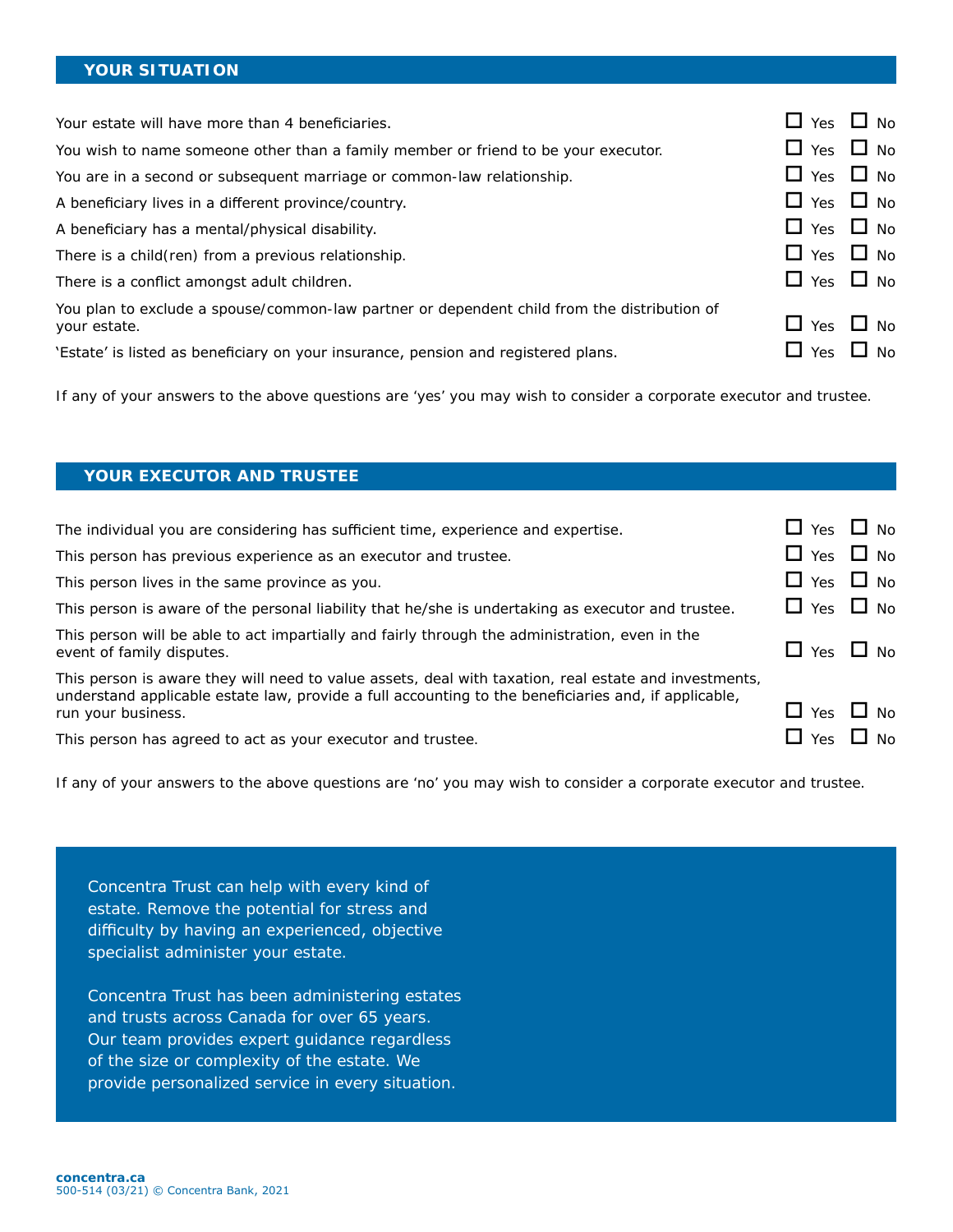## YOUR SITUATION

| | |
|---|---|
| Your estate will have more than 4 beneficiaries. | ☐ Yes ☐ No |
| You wish to name someone other than a family member or friend to be your executor. | ☐ Yes ☐ No |
| You are in a second or subsequent marriage or common-law relationship. | ☐ Yes ☐ No |
| A beneficiary lives in a different province/country. | ☐ Yes ☐ No |
| A beneficiary has a mental/physical disability. | ☐ Yes ☐ No |
| There is a child(ren) from a previous relationship. | ☐ Yes ☐ No |
| There is a conflict amongst adult children. | ☐ Yes ☐ No |
| You plan to exclude a spouse/common-law partner or dependent child from the distribution of your estate. | ☐ Yes ☐ No |
| 'Estate' is listed as beneficiary on your insurance, pension and registered plans. | ☐ Yes ☐ No |

If any of your answers to the above questions are 'yes' you may wish to consider a corporate executor and trustee.

## YOUR EXECUTOR AND TRUSTEE

| | |
|---|---|
| The individual you are considering has sufficient time, experience and expertise. | ☐ Yes ☐ No |
| This person has previous experience as an executor and trustee. | ☐ Yes ☐ No |
| This person lives in the same province as you. | ☐ Yes ☐ No |
| This person is aware of the personal liability that he/she is undertaking as executor and trustee. | ☐ Yes ☐ No |
| This person will be able to act impartially and fairly through the administration, even in the event of family disputes. | ☐ Yes ☐ No |
| This person is aware they will need to value assets, deal with taxation, real estate and investments, understand applicable estate law, provide a full accounting to the beneficiaries and, if applicable, run your business. | ☐ Yes ☐ No |
| This person has agreed to act as your executor and trustee. | ☐ Yes ☐ No |

If any of your answers to the above questions are 'no' you may wish to consider a corporate executor and trustee.

Concentra Trust can help with every kind of estate. Remove the potential for stress and difficulty by having an experienced, objective specialist administer your estate.

Concentra Trust has been administering estates and trusts across Canada for over 65 years. Our team provides expert guidance regardless of the size or complexity of the estate. We provide personalized service in every situation.

**concentra.ca**
500-514 (03/21) © Concentra Bank, 2021